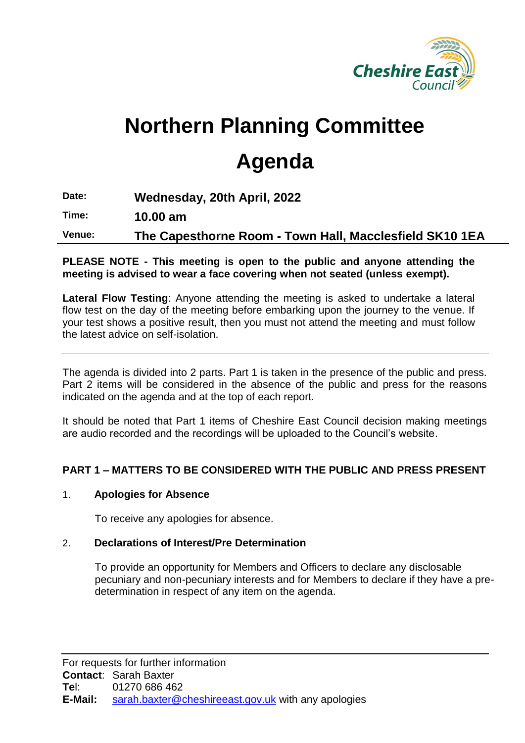# Northern Planning Committee

# Agenda

| | |
|---|---|
| **Date:** | **Wednesday, 20th April, 2022** |
| **Time:** | **10.00 am** |
| **Venue:** | **The Capesthorne Room - Town Hall, Macclesfield SK10 1EA** |

**PLEASE NOTE - This meeting is open to the public and anyone attending the meeting is advised to wear a face covering when not seated (unless exempt).**

**Lateral Flow Testing**: Anyone attending the meeting is asked to undertake a lateral flow test on the day of the meeting before embarking upon the journey to the venue. If your test shows a positive result, then you must not attend the meeting and must follow the latest advice on self-isolation.

---

The agenda is divided into 2 parts. Part 1 is taken in the presence of the public and press. Part 2 items will be considered in the absence of the public and press for the reasons indicated on the agenda and at the top of each report.

It should be noted that Part 1 items of Cheshire East Council decision making meetings are audio recorded and the recordings will be uploaded to the Council's website.

**PART 1 – MATTERS TO BE CONSIDERED WITH THE PUBLIC AND PRESS PRESENT**

1. **Apologies for Absence**

   To receive any apologies for absence.

2. **Declarations of Interest/Pre Determination**

   To provide an opportunity for Members and Officers to declare any disclosable pecuniary and non-pecuniary interests and for Members to declare if they have a pre-determination in respect of any item on the agenda.

---

For requests for further information
**Contact**: Sarah Baxter
**Tel**: 01270 686 462
**E-Mail:** sarah.baxter@cheshireeast.gov.uk with any apologies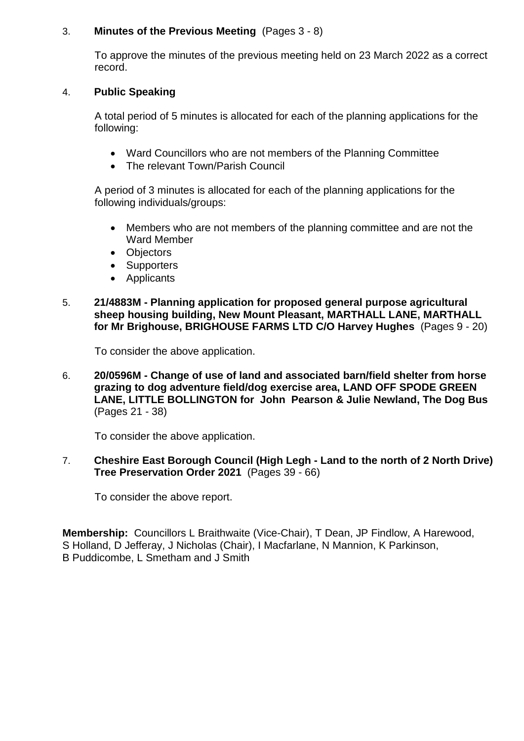3. **Minutes of the Previous Meeting** (Pages 3 - 8)

   To approve the minutes of the previous meeting held on 23 March 2022 as a correct record.

4. **Public Speaking**

   A total period of 5 minutes is allocated for each of the planning applications for the following:

   - Ward Councillors who are not members of the Planning Committee
   - The relevant Town/Parish Council

   A period of 3 minutes is allocated for each of the planning applications for the following individuals/groups:

   - Members who are not members of the planning committee and are not the Ward Member
   - Objectors
   - Supporters
   - Applicants

5. **21/4883M - Planning application for proposed general purpose agricultural sheep housing building, New Mount Pleasant, MARTHALL LANE, MARTHALL for Mr Brighouse, BRIGHOUSE FARMS LTD C/O Harvey Hughes** (Pages 9 - 20)

   To consider the above application.

6. **20/0596M - Change of use of land and associated barn/field shelter from horse grazing to dog adventure field/dog exercise area, LAND OFF SPODE GREEN LANE, LITTLE BOLLINGTON for John Pearson & Julie Newland, The Dog Bus** (Pages 21 - 38)

   To consider the above application.

7. **Cheshire East Borough Council (High Legh - Land to the north of 2 North Drive) Tree Preservation Order 2021** (Pages 39 - 66)

   To consider the above report.

**Membership:** Councillors L Braithwaite (Vice-Chair), T Dean, JP Findlow, A Harewood, S Holland, D Jefferay, J Nicholas (Chair), I Macfarlane, N Mannion, K Parkinson, B Puddicombe, L Smetham and J Smith